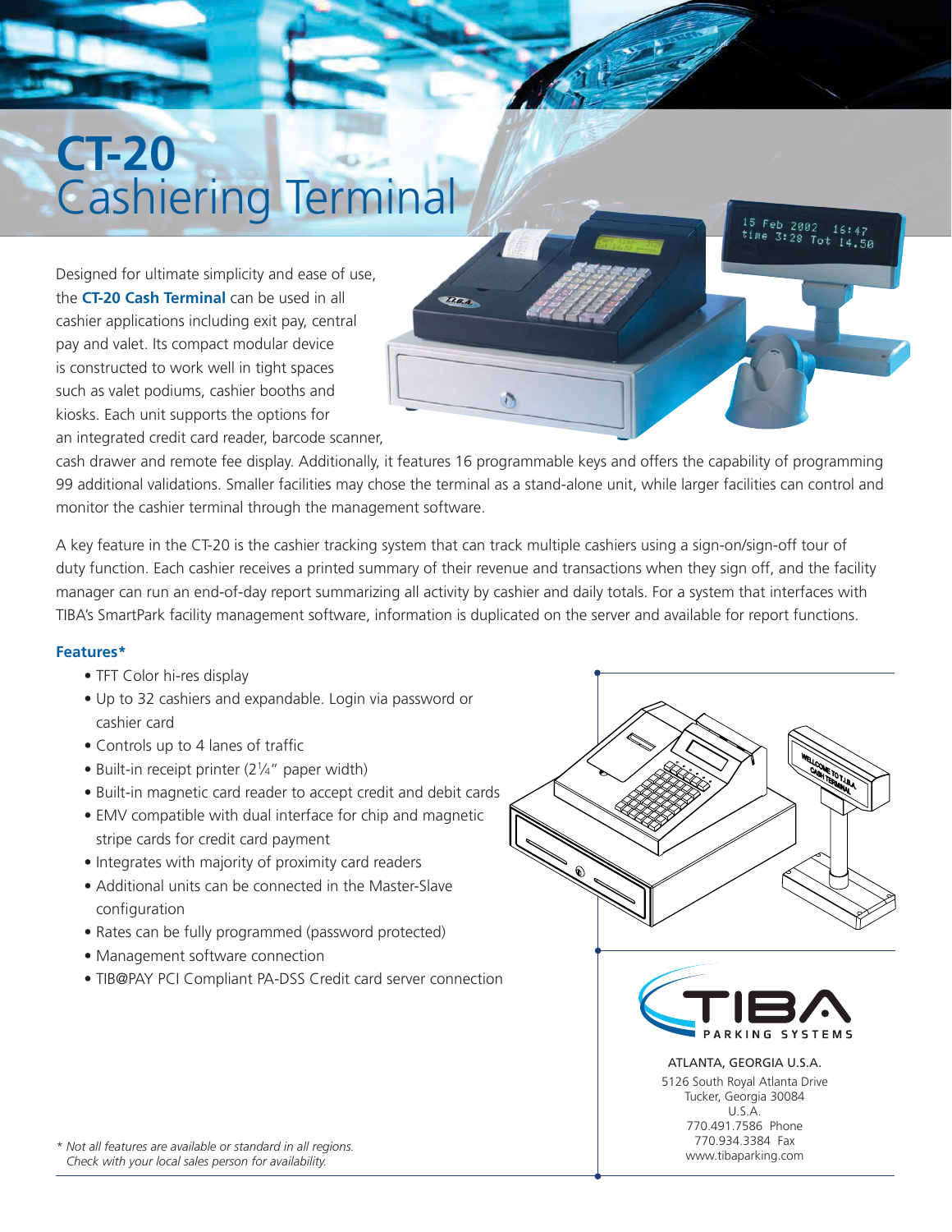# CT-20 Cashiering Terminal

Designed for ultimate simplicity and ease of use, the **CT-20 Cash Terminal** can be used in all cashier applications including exit pay, central pay and valet. Its compact modular device is constructed to work well in tight spaces such as valet podiums, cashier booths and kiosks. Each unit supports the options for an integrated credit card reader, barcode scanner, cash drawer and remote fee display. Additionally, it features 16 programmable keys and offers the capability of programming 99 additional validations. Smaller facilities may chose the terminal as a stand-alone unit, while larger facilities can control and monitor the cashier terminal through the management software.

A key feature in the CT-20 is the cashier tracking system that can track multiple cashiers using a sign-on/sign-off tour of duty function. Each cashier receives a printed summary of their revenue and transactions when they sign off, and the facility manager can run an end-of-day report summarizing all activity by cashier and daily totals. For a system that interfaces with TIBA's SmartPark facility management software, information is duplicated on the server and available for report functions.

### Features*

- TFT Color hi-res display
- Up to 32 cashiers and expandable. Login via password or cashier card
- Controls up to 4 lanes of traffic
- Built-in receipt printer (2¼" paper width)
- Built-in magnetic card reader to accept credit and debit cards
- EMV compatible with dual interface for chip and magnetic stripe cards for credit card payment
- Integrates with majority of proximity card readers
- Additional units can be connected in the Master-Slave configuration
- Rates can be fully programmed (password protected)
- Management software connection
- TIB@PAY PCI Compliant PA-DSS Credit card server connection

*\* Not all features are available or standard in all regions. Check with your local sales person for availability.*

TIBA PARKING SYSTEMS

ATLANTA, GEORGIA U.S.A.
5126 South Royal Atlanta Drive
Tucker, Georgia 30084
U.S.A.
770.491.7586 Phone
770.934.3384 Fax
www.tibaparking.com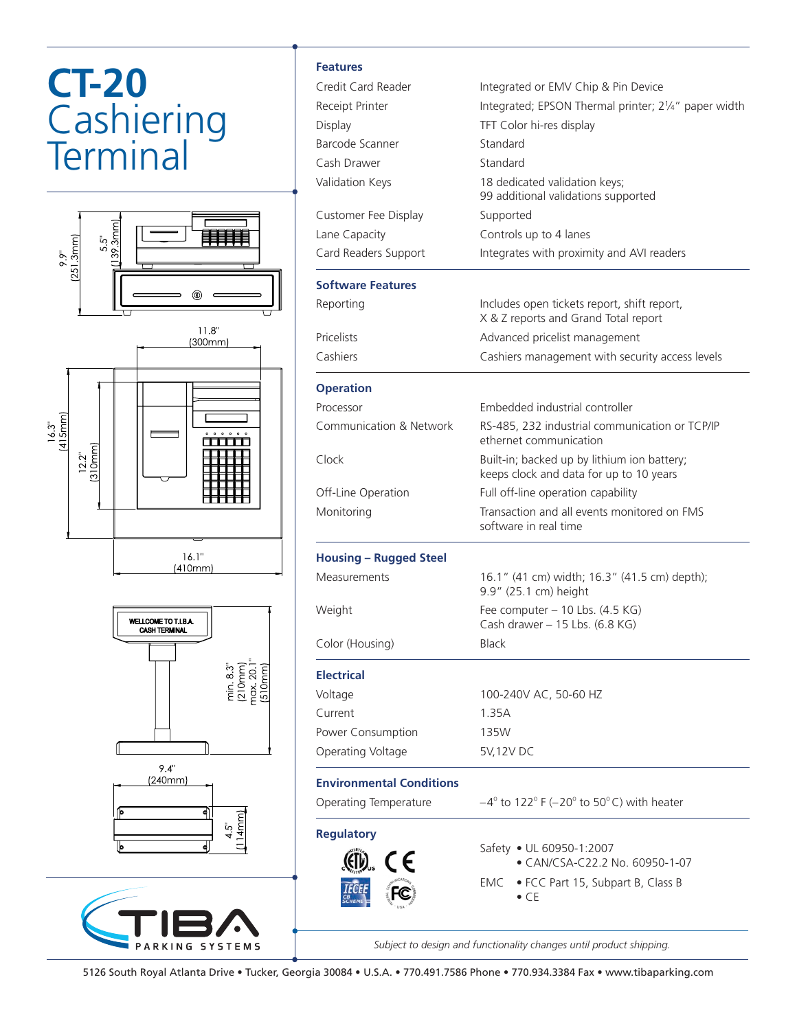# CT-20 Cashiering Terminal

9.9" (251.3mm)
5.5" (139.3mm)
11.8" (300mm)
16.3" (415mm)
12.2" (310mm)
16.1" (410mm)

WELLCOME TO T.I.B.A. CASH TERMINAL

min. 8.3" (210mm)
max. 20.1" (510mm)
9.4" (240mm)
4.5" (114mm)

TIBA PARKING SYSTEMS

## Features

| | |
|---|---|
| Credit Card Reader | Integrated or EMV Chip & Pin Device |
| Receipt Printer | Integrated; EPSON Thermal printer; 2¼" paper width |
| Display | TFT Color hi-res display |
| Barcode Scanner | Standard |
| Cash Drawer | Standard |
| Validation Keys | 18 dedicated validation keys; 99 additional validations supported |
| Customer Fee Display | Supported |
| Lane Capacity | Controls up to 4 lanes |
| Card Readers Support | Integrates with proximity and AVI readers |

## Software Features

| | |
|---|---|
| Reporting | Includes open tickets report, shift report, X & Z reports and Grand Total report |
| Pricelists | Advanced pricelist management |
| Cashiers | Cashiers management with security access levels |

## Operation

| | |
|---|---|
| Processor | Embedded industrial controller |
| Communication & Network | RS-485, 232 industrial communication or TCP/IP ethernet communication |
| Clock | Built-in; backed up by lithium ion battery; keeps clock and data for up to 10 years |
| Off-Line Operation | Full off-line operation capability |
| Monitoring | Transaction and all events monitored on FMS software in real time |

## Housing – Rugged Steel

| | |
|---|---|
| Measurements | 16.1" (41 cm) width; 16.3" (41.5 cm) depth); 9.9" (25.1 cm) height |
| Weight | Fee computer – 10 Lbs. (4.5 KG) Cash drawer – 15 Lbs. (6.8 KG) |
| Color (Housing) | Black |

## Electrical

| | |
|---|---|
| Voltage | 100-240V AC, 50-60 HZ |
| Current | 1.35A |
| Power Consumption | 135W |
| Operating Voltage | 5V,12V DC |

## Environmental Conditions

| | |
|---|---|
| Operating Temperature | –4° to 122° F (–20° to 50° C) with heater |

## Regulatory

Safety
- UL 60950-1:2007
- CAN/CSA-C22.2 No. 60950-1-07

EMC
- FCC Part 15, Subpart B, Class B
- CE

*Subject to design and functionality changes until product shipping.*

5126 South Royal Atlanta Drive • Tucker, Georgia 30084 • U.S.A. • 770.491.7586 Phone • 770.934.3384 Fax • www.tibaparking.com